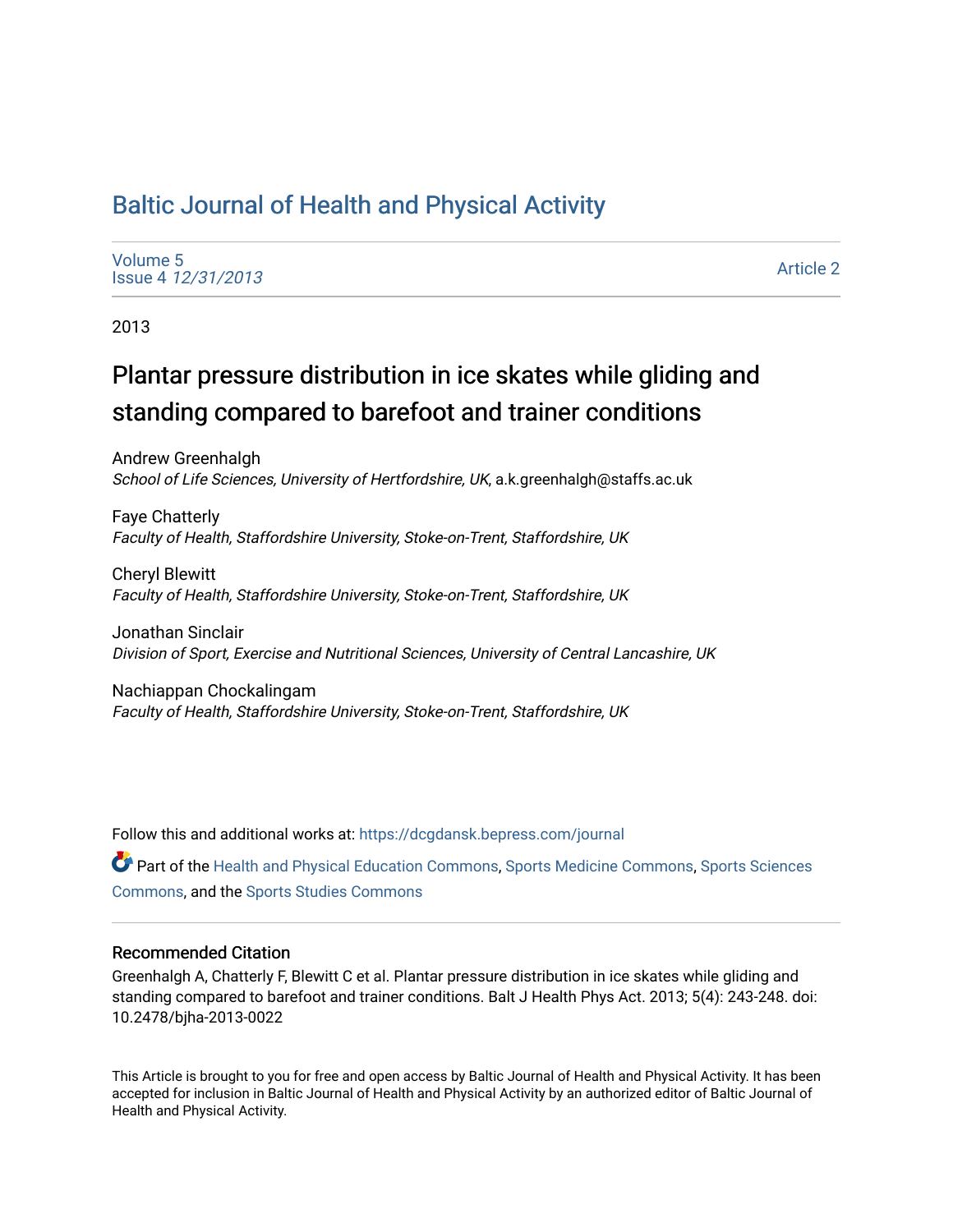# Baltic Journal of Health and Physical Activity

Volume 5
Issue 4 *12/31/2013*

Article 2

2013

## Plantar pressure distribution in ice skates while gliding and standing compared to barefoot and trainer conditions

Andrew Greenhalgh
*School of Life Sciences, University of Hertfordshire, UK*, a.k.greenhalgh@staffs.ac.uk

Faye Chatterly
*Faculty of Health, Staffordshire University, Stoke-on-Trent, Staffordshire, UK*

Cheryl Blewitt
*Faculty of Health, Staffordshire University, Stoke-on-Trent, Staffordshire, UK*

Jonathan Sinclair
*Division of Sport, Exercise and Nutritional Sciences, University of Central Lancashire, UK*

Nachiappan Chockalingam
*Faculty of Health, Staffordshire University, Stoke-on-Trent, Staffordshire, UK*

Follow this and additional works at: https://dcgdansk.bepress.com/journal

Part of the Health and Physical Education Commons, Sports Medicine Commons, Sports Sciences Commons, and the Sports Studies Commons

### Recommended Citation

Greenhalgh A, Chatterly F, Blewitt C et al. Plantar pressure distribution in ice skates while gliding and standing compared to barefoot and trainer conditions. Balt J Health Phys Act. 2013; 5(4): 243-248. doi: 10.2478/bjha-2013-0022

This Article is brought to you for free and open access by Baltic Journal of Health and Physical Activity. It has been accepted for inclusion in Baltic Journal of Health and Physical Activity by an authorized editor of Baltic Journal of Health and Physical Activity.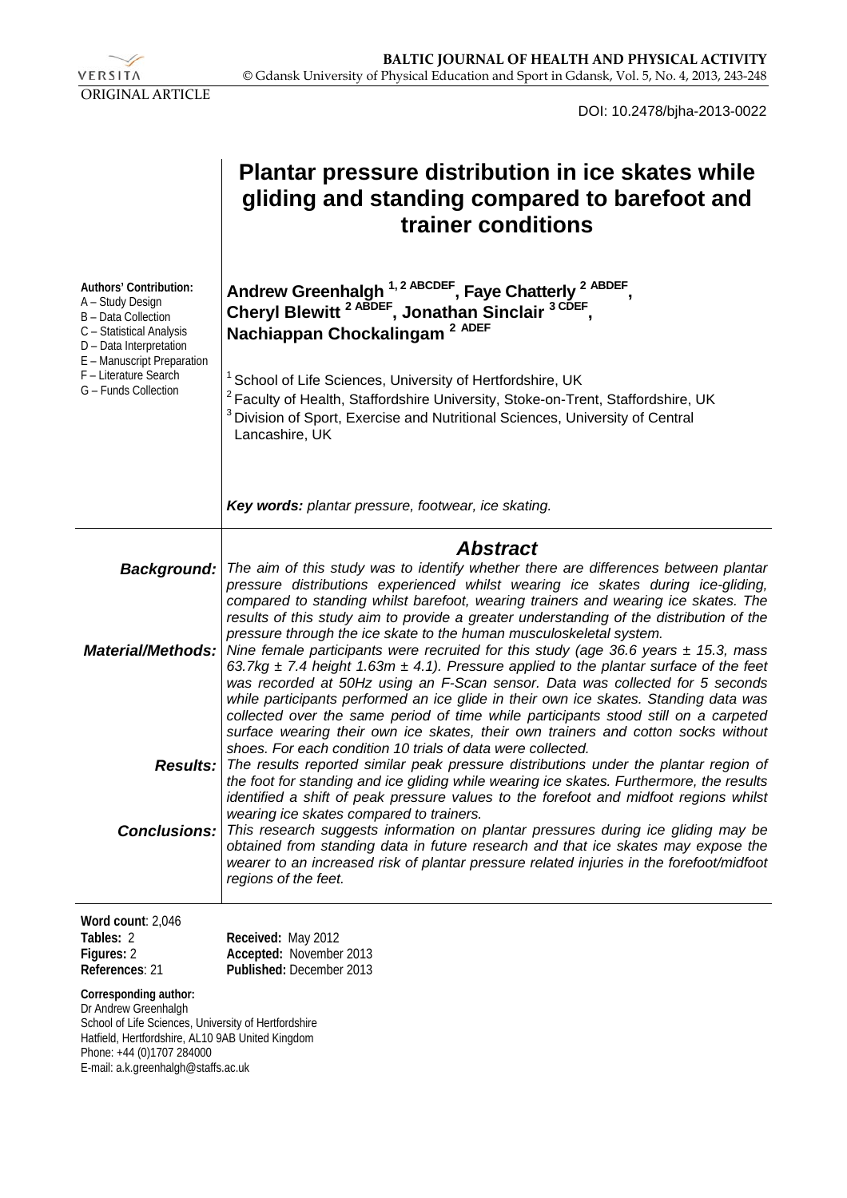VERSITA

ORIGINAL ARTICLE

DOI: 10.2478/bjha-2013-0022

# Plantar pressure distribution in ice skates while gliding and standing compared to barefoot and trainer conditions

**Authors' Contribution:**
A – Study Design
B – Data Collection
C – Statistical Analysis
D – Data Interpretation
E – Manuscript Preparation
F – Literature Search
G – Funds Collection

**Andrew Greenhalgh [1, 2 ABCDEF], Faye Chatterly [2 ABDEF], Cheryl Blewitt [2 ABDEF], Jonathan Sinclair [3 CDEF], Nachiappan Chockalingam [2 ADEF]**

[1] School of Life Sciences, University of Hertfordshire, UK
[2] Faculty of Health, Staffordshire University, Stoke-on-Trent, Staffordshire, UK
[3] Division of Sport, Exercise and Nutritional Sciences, University of Central Lancashire, UK

***Key words:*** *plantar pressure, footwear, ice skating.*

## Abstract

***Background:*** *The aim of this study was to identify whether there are differences between plantar pressure distributions experienced whilst wearing ice skates during ice-gliding, compared to standing whilst barefoot, wearing trainers and wearing ice skates. The results of this study aim to provide a greater understanding of the distribution of the pressure through the ice skate to the human musculoskeletal system.*

***Material/Methods:*** *Nine female participants were recruited for this study (age 36.6 years ± 15.3, mass 63.7kg ± 7.4 height 1.63m ± 4.1). Pressure applied to the plantar surface of the feet was recorded at 50Hz using an F-Scan sensor. Data was collected for 5 seconds while participants performed an ice glide in their own ice skates. Standing data was collected over the same period of time while participants stood still on a carpeted surface wearing their own ice skates, their own trainers and cotton socks without shoes. For each condition 10 trials of data were collected.*

***Results:*** *The results reported similar peak pressure distributions under the plantar region of the foot for standing and ice gliding while wearing ice skates. Furthermore, the results identified a shift of peak pressure values to the forefoot and midfoot regions whilst wearing ice skates compared to trainers.*

***Conclusions:*** *This research suggests information on plantar pressures during ice gliding may be obtained from standing data in future research and that ice skates may expose the wearer to an increased risk of plantar pressure related injuries in the forefoot/midfoot regions of the feet.*

**Word count**: 2,046
**Tables:** 2
**Figures:** 2
**References**: 21

**Received:** May 2012
**Accepted:** November 2013
**Published:** December 2013

**Corresponding author:**
Dr Andrew Greenhalgh
School of Life Sciences, University of Hertfordshire
Hatfield, Hertfordshire, AL10 9AB United Kingdom
Phone: +44 (0)1707 284000
E-mail: a.k.greenhalgh@staffs.ac.uk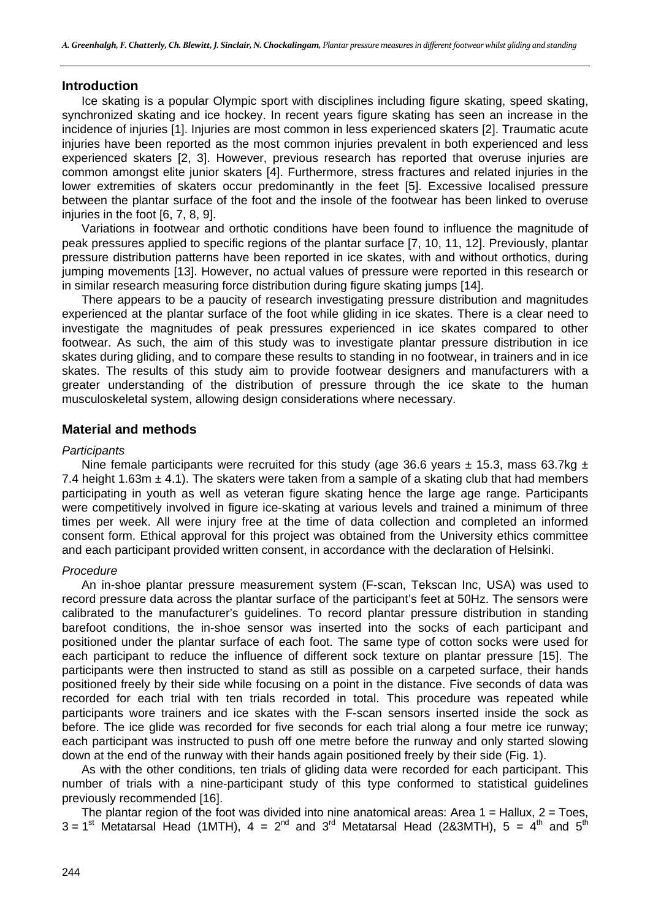## Introduction

Ice skating is a popular Olympic sport with disciplines including figure skating, speed skating, synchronized skating and ice hockey. In recent years figure skating has seen an increase in the incidence of injuries [1]. Injuries are most common in less experienced skaters [2]. Traumatic acute injuries have been reported as the most common injuries prevalent in both experienced and less experienced skaters [2, 3]. However, previous research has reported that overuse injuries are common amongst elite junior skaters [4]. Furthermore, stress fractures and related injuries in the lower extremities of skaters occur predominantly in the feet [5]. Excessive localised pressure between the plantar surface of the foot and the insole of the footwear has been linked to overuse injuries in the foot [6, 7, 8, 9].

Variations in footwear and orthotic conditions have been found to influence the magnitude of peak pressures applied to specific regions of the plantar surface [7, 10, 11, 12]. Previously, plantar pressure distribution patterns have been reported in ice skates, with and without orthotics, during jumping movements [13]. However, no actual values of pressure were reported in this research or in similar research measuring force distribution during figure skating jumps [14].

There appears to be a paucity of research investigating pressure distribution and magnitudes experienced at the plantar surface of the foot while gliding in ice skates. There is a clear need to investigate the magnitudes of peak pressures experienced in ice skates compared to other footwear. As such, the aim of this study was to investigate plantar pressure distribution in ice skates during gliding, and to compare these results to standing in no footwear, in trainers and in ice skates. The results of this study aim to provide footwear designers and manufacturers with a greater understanding of the distribution of pressure through the ice skate to the human musculoskeletal system, allowing design considerations where necessary.

## Material and methods

### *Participants*

Nine female participants were recruited for this study (age 36.6 years ± 15.3, mass 63.7kg ± 7.4 height 1.63m ± 4.1). The skaters were taken from a sample of a skating club that had members participating in youth as well as veteran figure skating hence the large age range. Participants were competitively involved in figure ice-skating at various levels and trained a minimum of three times per week. All were injury free at the time of data collection and completed an informed consent form. Ethical approval for this project was obtained from the University ethics committee and each participant provided written consent, in accordance with the declaration of Helsinki.

### *Procedure*

An in-shoe plantar pressure measurement system (F-scan, Tekscan Inc, USA) was used to record pressure data across the plantar surface of the participant's feet at 50Hz. The sensors were calibrated to the manufacturer's guidelines. To record plantar pressure distribution in standing barefoot conditions, the in-shoe sensor was inserted into the socks of each participant and positioned under the plantar surface of each foot. The same type of cotton socks were used for each participant to reduce the influence of different sock texture on plantar pressure [15]. The participants were then instructed to stand as still as possible on a carpeted surface, their hands positioned freely by their side while focusing on a point in the distance. Five seconds of data was recorded for each trial with ten trials recorded in total. This procedure was repeated while participants wore trainers and ice skates with the F-scan sensors inserted inside the sock as before. The ice glide was recorded for five seconds for each trial along a four metre ice runway; each participant was instructed to push off one metre before the runway and only started slowing down at the end of the runway with their hands again positioned freely by their side (Fig. 1).

As with the other conditions, ten trials of gliding data were recorded for each participant. This number of trials with a nine-participant study of this type conformed to statistical guidelines previously recommended [16].

The plantar region of the foot was divided into nine anatomical areas: Area 1 = Hallux, 2 = Toes, 3 = 1$^{st}$ Metatarsal Head (1MTH), 4 = 2$^{nd}$ and 3$^{rd}$ Metatarsal Head (2&3MTH), 5 = 4$^{th}$ and 5$^{th}$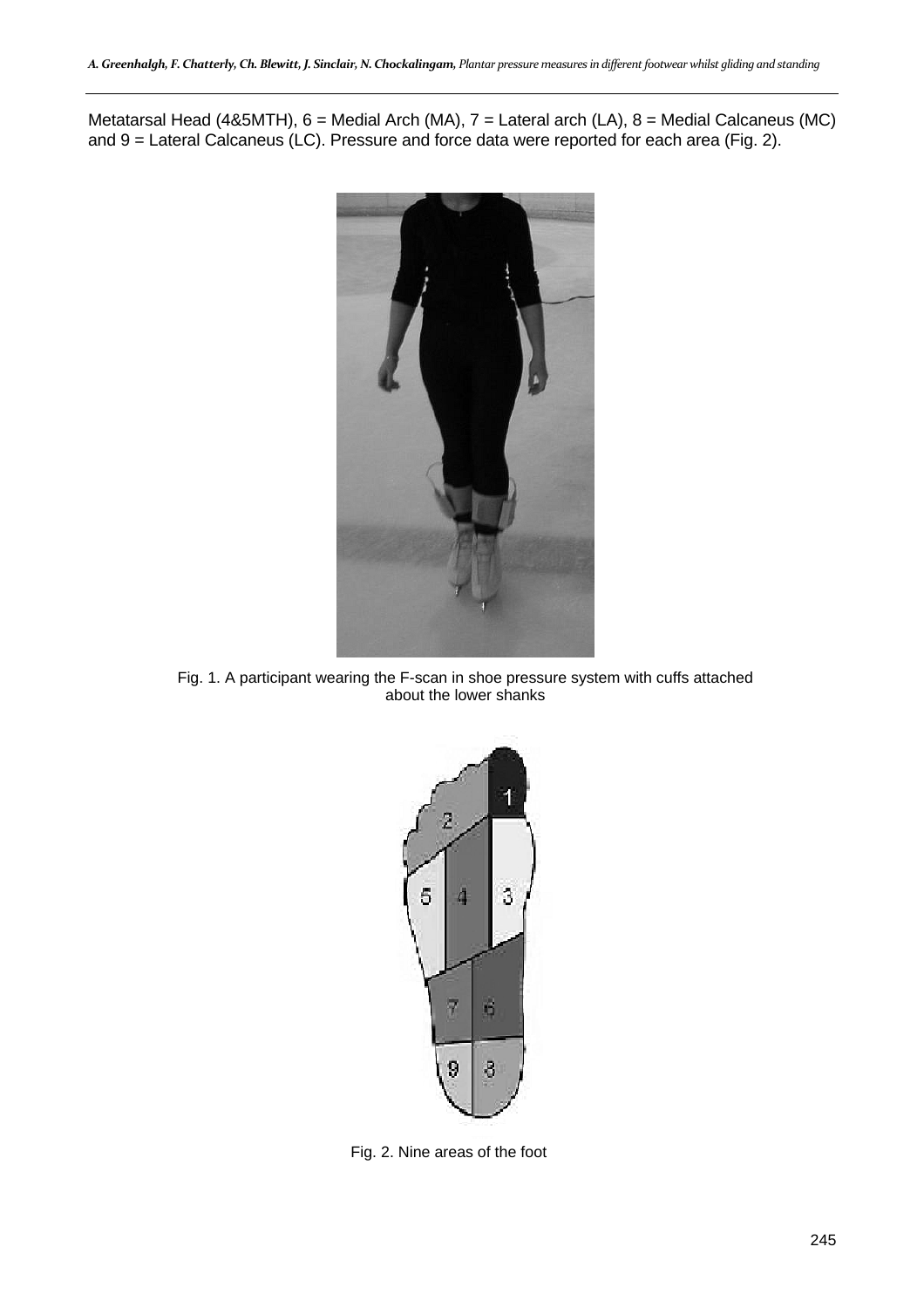Metatarsal Head (4&5MTH), 6 = Medial Arch (MA), 7 = Lateral arch (LA), 8 = Medial Calcaneus (MC) and 9 = Lateral Calcaneus (LC). Pressure and force data were reported for each area (Fig. 2).

Fig. 1. A participant wearing the F-scan in shoe pressure system with cuffs attached about the lower shanks

Fig. 2. Nine areas of the foot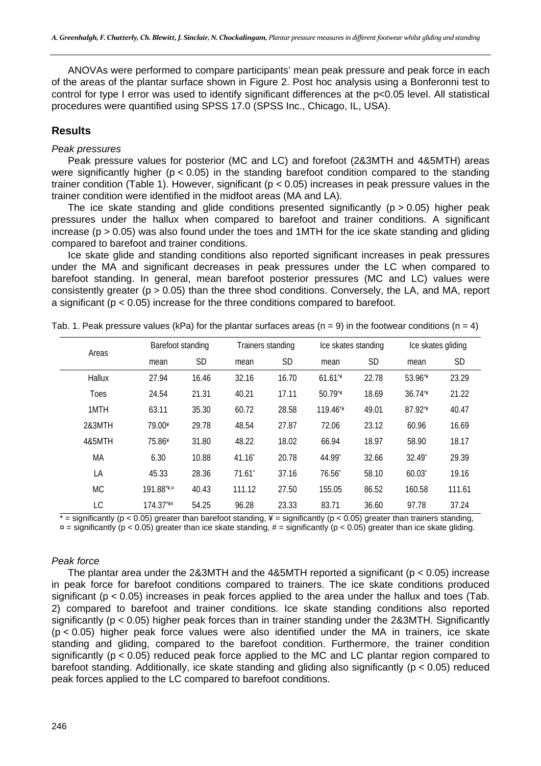ANOVAs were performed to compare participants' mean peak pressure and peak force in each of the areas of the plantar surface shown in Figure 2. Post hoc analysis using a Bonferonni test to control for type I error was used to identify significant differences at the $p<0.05$ level. All statistical procedures were quantified using SPSS 17.0 (SPSS Inc., Chicago, IL, USA).

## Results

*Peak pressures*

Peak pressure values for posterior (MC and LC) and forefoot (2&3MTH and 4&5MTH) areas were significantly higher ($p < 0.05$) in the standing barefoot condition compared to the standing trainer condition (Table 1). However, significant ($p < 0.05$) increases in peak pressure values in the trainer condition were identified in the midfoot areas (MA and LA).

The ice skate standing and glide conditions presented significantly ($p > 0.05$) higher peak pressures under the hallux when compared to barefoot and trainer conditions. A significant increase ($p > 0.05$) was also found under the toes and 1MTH for the ice skate standing and gliding compared to barefoot and trainer conditions.

Ice skate glide and standing conditions also reported significant increases in peak pressures under the MA and significant decreases in peak pressures under the LC when compared to barefoot standing. In general, mean barefoot posterior pressures (MC and LC) values were consistently greater ($p > 0.05$) than the three shod conditions. Conversely, the LA, and MA, report a significant ($p < 0.05$) increase for the three conditions compared to barefoot.

Tab. 1. Peak pressure values (kPa) for the plantar surfaces areas (n = 9) in the footwear conditions (n = 4)

| Areas | Barefoot standing | | Trainers standing | | Ice skates standing | | Ice skates gliding | |
|---|---|---|---|---|---|---|---|---|
| | mean | SD | mean | SD | mean | SD | mean | SD |
| Hallux | 27.94 | 16.46 | 32.16 | 16.70 | 61.61*¥ | 22.78 | 53.96*¥ | 23.29 |
| Toes | 24.54 | 21.31 | 40.21 | 17.11 | 50.79*¥ | 18.69 | 36.74*¥ | 21.22 |
| 1MTH | 63.11 | 35.30 | 60.72 | 28.58 | 119.46*¥ | 49.01 | 87.92*¥ | 40.47 |
| 2&3MTH | 79.00¥ | 29.78 | 48.54 | 27.87 | 72.06 | 23.12 | 60.96 | 16.69 |
| 4&5MTH | 75.86¥ | 31.80 | 48.22 | 18.02 | 66.94 | 18.97 | 58.90 | 18.17 |
| MA | 6.30 | 10.88 | 41.16* | 20.78 | 44.99* | 32.66 | 32.49* | 29.39 |
| LA | 45.33 | 28.36 | 71.61* | 37.16 | 76.56* | 58.10 | 60.03* | 19.16 |
| MC | 191.88*¥,¤ | 40.43 | 111.12 | 27.50 | 155.05 | 86.52 | 160.58 | 111.61 |
| LC | 174.37*¥¤ | 54.25 | 96.28 | 23.33 | 83.71 | 36.60 | 97.78 | 37.24 |

* = significantly ($p < 0.05$) greater than barefoot standing, ¥ = significantly ($p < 0.05$) greater than trainers standing, ¤ = significantly ($p < 0.05$) greater than ice skate standing, # = significantly ($p < 0.05$) greater than ice skate gliding.

*Peak force*

The plantar area under the 2&3MTH and the 4&5MTH reported a significant ($p < 0.05$) increase in peak force for barefoot conditions compared to trainers. The ice skate conditions produced significant ($p < 0.05$) increases in peak forces applied to the area under the hallux and toes (Tab. 2) compared to barefoot and trainer conditions. Ice skate standing conditions also reported significantly ($p < 0.05$) higher peak forces than in trainer standing under the 2&3MTH. Significantly ($p < 0.05$) higher peak force values were also identified under the MA in trainers, ice skate standing and gliding, compared to the barefoot condition. Furthermore, the trainer condition significantly ($p < 0.05$) reduced peak force applied to the MC and LC plantar region compared to barefoot standing. Additionally, ice skate standing and gliding also significantly ($p < 0.05$) reduced peak forces applied to the LC compared to barefoot conditions.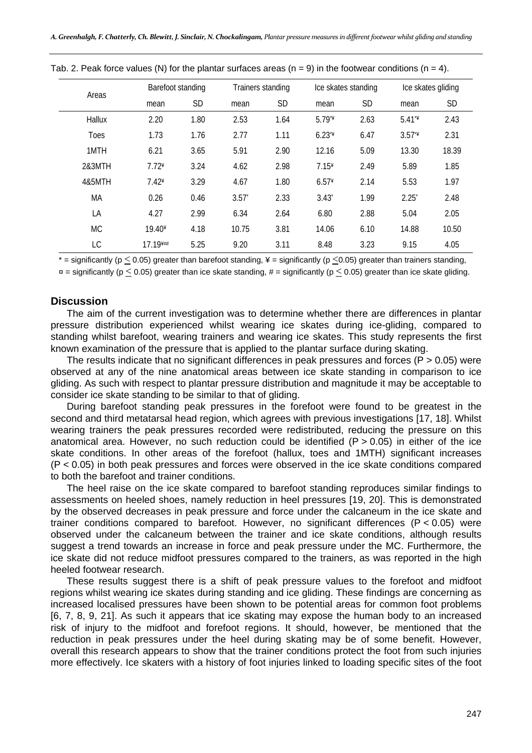Tab. 2. Peak force values (N) for the plantar surfaces areas (n = 9) in the footwear conditions (n = 4).

| Areas | Barefoot standing | | Trainers standing | | Ice skates standing | | Ice skates gliding | |
|---|---|---|---|---|---|---|---|---|
| | mean | SD | mean | SD | mean | SD | mean | SD |
| Hallux | 2.20 | 1.80 | 2.53 | 1.64 | 5.79*¥ | 2.63 | 5.41*¥ | 2.43 |
| Toes | 1.73 | 1.76 | 2.77 | 1.11 | 6.23*¥ | 6.47 | 3.57*¥ | 2.31 |
| 1MTH | 6.21 | 3.65 | 5.91 | 2.90 | 12.16 | 5.09 | 13.30 | 18.39 |
| 2&3MTH | 7.72¥ | 3.24 | 4.62 | 2.98 | 7.15¥ | 2.49 | 5.89 | 1.85 |
| 4&5MTH | 7.42¥ | 3.29 | 4.67 | 1.80 | 6.57¥ | 2.14 | 5.53 | 1.97 |
| MA | 0.26 | 0.46 | 3.57* | 2.33 | 3.43* | 1.99 | 2.25* | 2.48 |
| LA | 4.27 | 2.99 | 6.34 | 2.64 | 6.80 | 2.88 | 5.04 | 2.05 |
| MC | 19.40¥ | 4.18 | 10.75 | 3.81 | 14.06 | 6.10 | 14.88 | 10.50 |
| LC | 17.19¥¤# | 5.25 | 9.20 | 3.11 | 8.48 | 3.23 | 9.15 | 4.05 |

* = significantly ($p \leq 0.05$) greater than barefoot standing, ¥ = significantly ($p \leq 0.05$) greater than trainers standing, ¤ = significantly ($p \leq 0.05$) greater than ice skate standing, # = significantly ($p \leq 0.05$) greater than ice skate gliding.

## Discussion

The aim of the current investigation was to determine whether there are differences in plantar pressure distribution experienced whilst wearing ice skates during ice-gliding, compared to standing whilst barefoot, wearing trainers and wearing ice skates. This study represents the first known examination of the pressure that is applied to the plantar surface during skating.

The results indicate that no significant differences in peak pressures and forces ($P > 0.05$) were observed at any of the nine anatomical areas between ice skate standing in comparison to ice gliding. As such with respect to plantar pressure distribution and magnitude it may be acceptable to consider ice skate standing to be similar to that of gliding.

During barefoot standing peak pressures in the forefoot were found to be greatest in the second and third metatarsal head region, which agrees with previous investigations [17, 18]. Whilst wearing trainers the peak pressures recorded were redistributed, reducing the pressure on this anatomical area. However, no such reduction could be identified ($P > 0.05$) in either of the ice skate conditions. In other areas of the forefoot (hallux, toes and 1MTH) significant increases ($P < 0.05$) in both peak pressures and forces were observed in the ice skate conditions compared to both the barefoot and trainer conditions.

The heel raise on the ice skate compared to barefoot standing reproduces similar findings to assessments on heeled shoes, namely reduction in heel pressures [19, 20]. This is demonstrated by the observed decreases in peak pressure and force under the calcaneum in the ice skate and trainer conditions compared to barefoot. However, no significant differences ($P < 0.05$) were observed under the calcaneum between the trainer and ice skate conditions, although results suggest a trend towards an increase in force and peak pressure under the MC. Furthermore, the ice skate did not reduce midfoot pressures compared to the trainers, as was reported in the high heeled footwear research.

These results suggest there is a shift of peak pressure values to the forefoot and midfoot regions whilst wearing ice skates during standing and ice gliding. These findings are concerning as increased localised pressures have been shown to be potential areas for common foot problems [6, 7, 8, 9, 21]. As such it appears that ice skating may expose the human body to an increased risk of injury to the midfoot and forefoot regions. It should, however, be mentioned that the reduction in peak pressures under the heel during skating may be of some benefit. However, overall this research appears to show that the trainer conditions protect the foot from such injuries more effectively. Ice skaters with a history of foot injuries linked to loading specific sites of the foot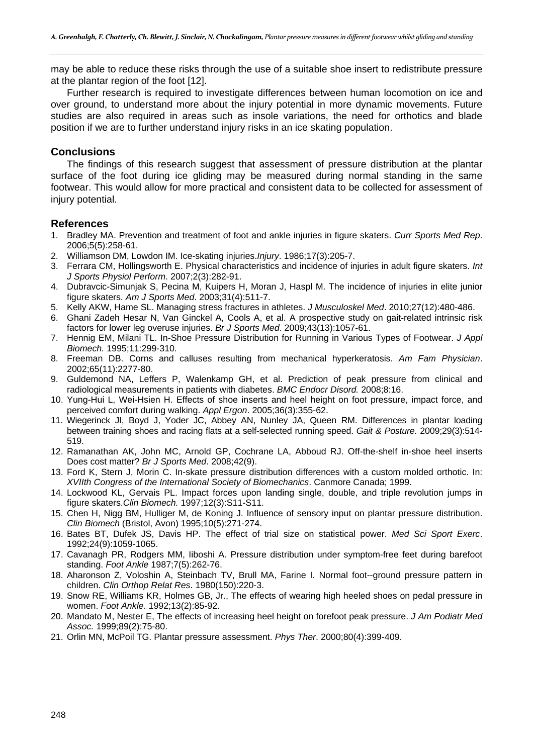may be able to reduce these risks through the use of a suitable shoe insert to redistribute pressure at the plantar region of the foot [12].

Further research is required to investigate differences between human locomotion on ice and over ground, to understand more about the injury potential in more dynamic movements. Future studies are also required in areas such as insole variations, the need for orthotics and blade position if we are to further understand injury risks in an ice skating population.

## Conclusions

The findings of this research suggest that assessment of pressure distribution at the plantar surface of the foot during ice gliding may be measured during normal standing in the same footwear. This would allow for more practical and consistent data to be collected for assessment of injury potential.

## References

1. Bradley MA. Prevention and treatment of foot and ankle injuries in figure skaters. *Curr Sports Med Rep*. 2006;5(5):258-61.
2. Williamson DM, Lowdon IM. Ice-skating injuries.*Injury*. 1986;17(3):205-7.
3. Ferrara CM, Hollingsworth E. Physical characteristics and incidence of injuries in adult figure skaters. *Int J Sports Physiol Perform*. 2007;2(3):282-91.
4. Dubravcic-Simunjak S, Pecina M, Kuipers H, Moran J, Haspl M. The incidence of injuries in elite junior figure skaters. *Am J Sports Med*. 2003;31(4):511-7.
5. Kelly AKW, Hame SL. Managing stress fractures in athletes. *J Musculoskel Med*. 2010;27(12):480-486.
6. Ghani Zadeh Hesar N, Van Ginckel A, Cools A, et al. A prospective study on gait-related intrinsic risk factors for lower leg overuse injuries. *Br J Sports Med*. 2009;43(13):1057-61.
7. Hennig EM, Milani TL. In-Shoe Pressure Distribution for Running in Various Types of Footwear. *J Appl Biomech.* 1995;11:299-310.
8. Freeman DB. Corns and calluses resulting from mechanical hyperkeratosis. *Am Fam Physician*. 2002;65(11):2277-80.
9. Guldemond NA, Leffers P, Walenkamp GH, et al. Prediction of peak pressure from clinical and radiological measurements in patients with diabetes. *BMC Endocr Disord.* 2008;8:16.
10. Yung-Hui L, Wei-Hsien H. Effects of shoe inserts and heel height on foot pressure, impact force, and perceived comfort during walking. *Appl Ergon*. 2005;36(3):355-62.
11. Wiegerinck JI, Boyd J, Yoder JC, Abbey AN, Nunley JA, Queen RM. Differences in plantar loading between training shoes and racing flats at a self-selected running speed. *Gait & Posture.* 2009;29(3):514-519.
12. Ramanathan AK, John MC, Arnold GP, Cochrane LA, Abboud RJ. Off-the-shelf in-shoe heel inserts Does cost matter? *Br J Sports Med*. 2008;42(9).
13. Ford K, Stern J, Morin C. In-skate pressure distribution differences with a custom molded orthotic. In: *XVIIth Congress of the International Society of Biomechanics*. Canmore Canada; 1999.
14. Lockwood KL, Gervais PL. Impact forces upon landing single, double, and triple revolution jumps in figure skaters.*Clin Biomech.* 1997;12(3):S11-S11.
15. Chen H, Nigg BM, Hulliger M, de Koning J. Influence of sensory input on plantar pressure distribution. *Clin Biomech* (Bristol, Avon) 1995;10(5):271-274.
16. Bates BT, Dufek JS, Davis HP. The effect of trial size on statistical power. *Med Sci Sport Exerc*. 1992;24(9):1059-1065.
17. Cavanagh PR, Rodgers MM, Iiboshi A. Pressure distribution under symptom-free feet during barefoot standing. *Foot Ankle* 1987;7(5):262-76.
18. Aharonson Z, Voloshin A, Steinbach TV, Brull MA, Farine I. Normal foot--ground pressure pattern in children. *Clin Orthop Relat Res*. 1980(150):220-3.
19. Snow RE, Williams KR, Holmes GB, Jr., The effects of wearing high heeled shoes on pedal pressure in women. *Foot Ankle*. 1992;13(2):85-92.
20. Mandato M, Nester E, The effects of increasing heel height on forefoot peak pressure. *J Am Podiatr Med Assoc.* 1999;89(2):75-80.
21. Orlin MN, McPoil TG. Plantar pressure assessment. *Phys Ther*. 2000;80(4):399-409.